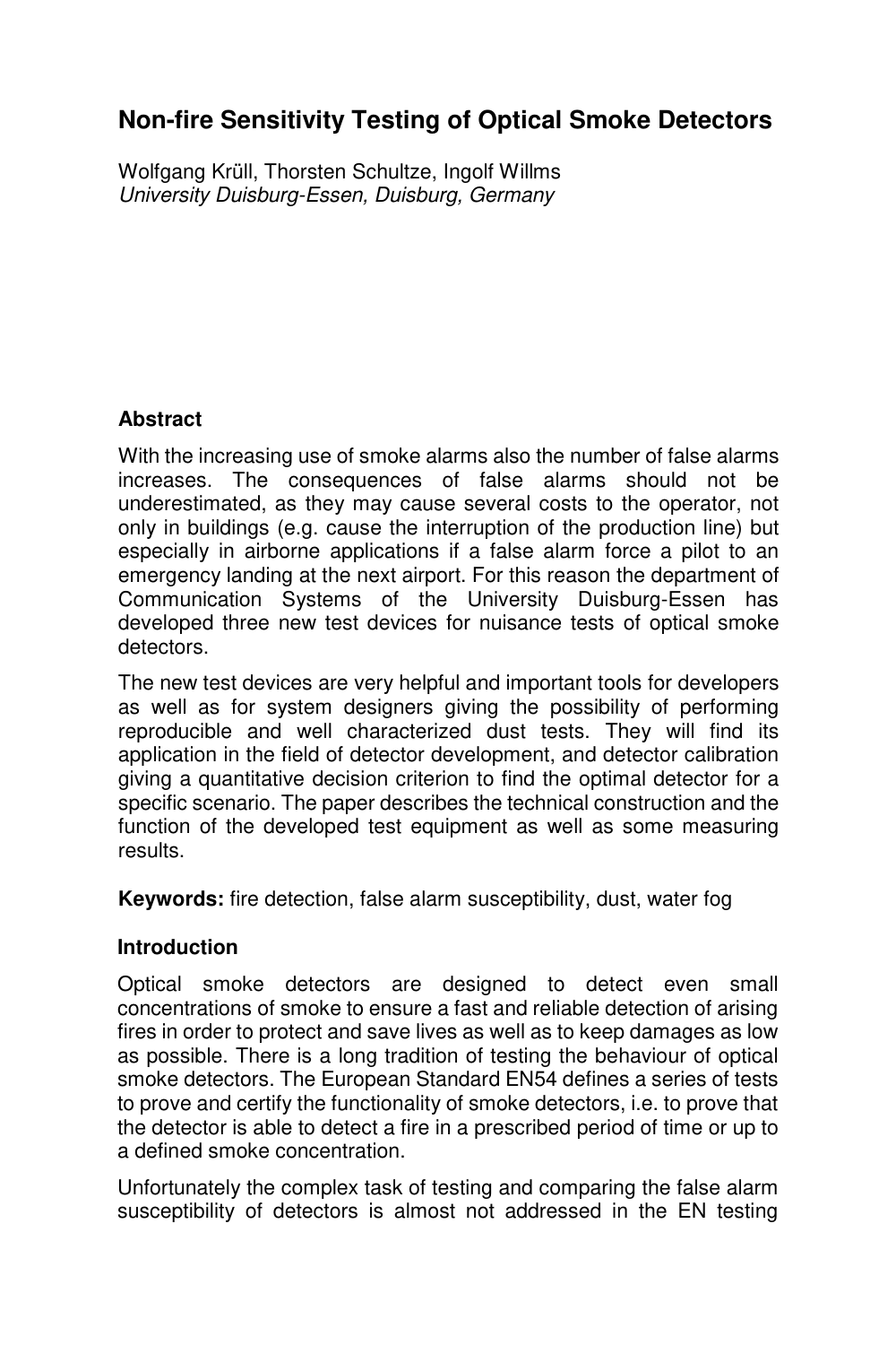# Non-fire Sensitivity Testing of Optical Smoke Detectors

Wolfgang Krüll, Thorsten Schultze, Ingolf Willms
*University Duisburg-Essen, Duisburg, Germany*

## Abstract

With the increasing use of smoke alarms also the number of false alarms increases. The consequences of false alarms should not be underestimated, as they may cause several costs to the operator, not only in buildings (e.g. cause the interruption of the production line) but especially in airborne applications if a false alarm force a pilot to an emergency landing at the next airport. For this reason the department of Communication Systems of the University Duisburg-Essen has developed three new test devices for nuisance tests of optical smoke detectors.

The new test devices are very helpful and important tools for developers as well as for system designers giving the possibility of performing reproducible and well characterized dust tests. They will find its application in the field of detector development, and detector calibration giving a quantitative decision criterion to find the optimal detector for a specific scenario. The paper describes the technical construction and the function of the developed test equipment as well as some measuring results.

**Keywords:** fire detection, false alarm susceptibility, dust, water fog

## Introduction

Optical smoke detectors are designed to detect even small concentrations of smoke to ensure a fast and reliable detection of arising fires in order to protect and save lives as well as to keep damages as low as possible. There is a long tradition of testing the behaviour of optical smoke detectors. The European Standard EN54 defines a series of tests to prove and certify the functionality of smoke detectors, i.e. to prove that the detector is able to detect a fire in a prescribed period of time or up to a defined smoke concentration.

Unfortunately the complex task of testing and comparing the false alarm susceptibility of detectors is almost not addressed in the EN testing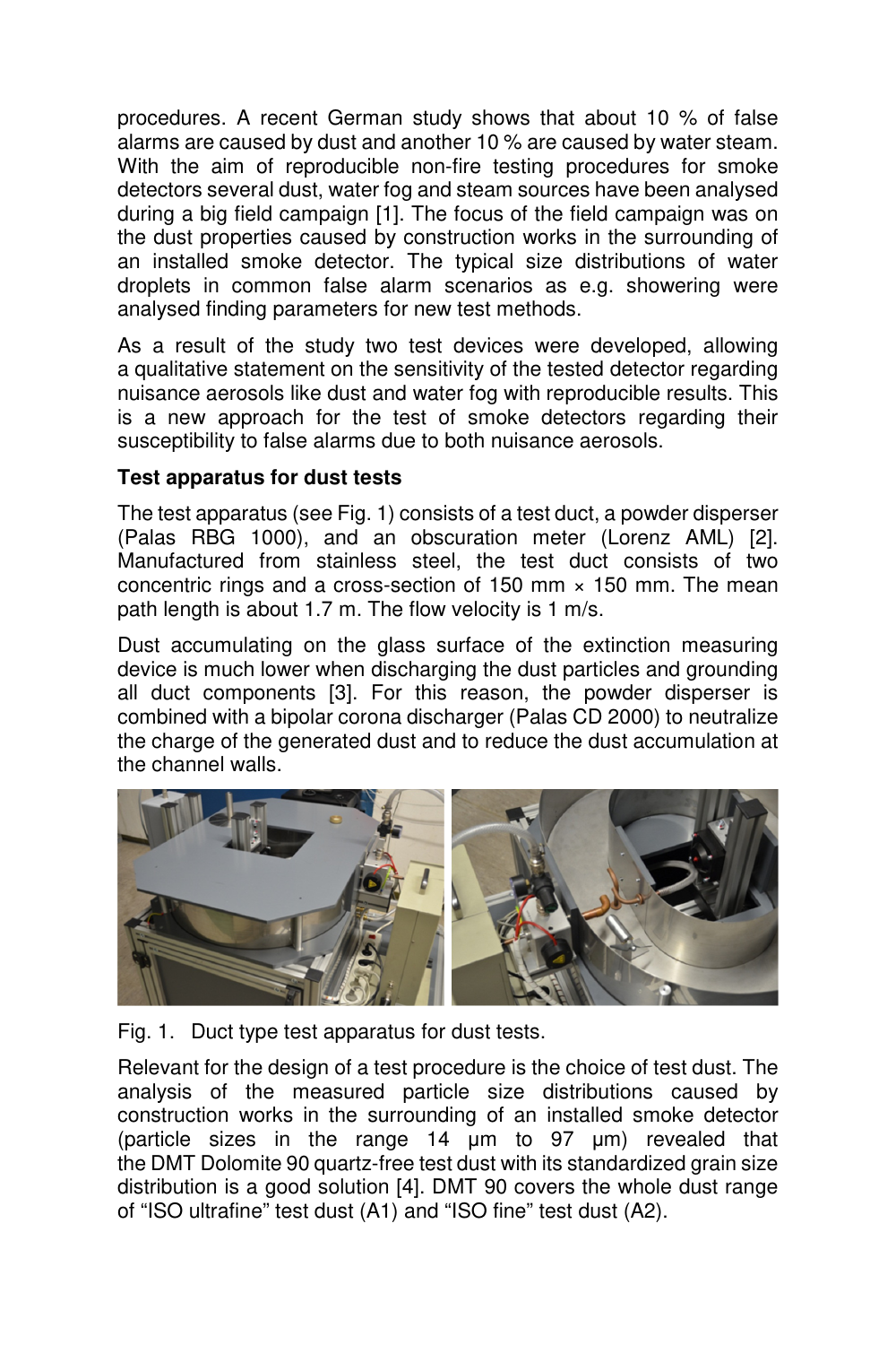procedures. A recent German study shows that about 10 % of false alarms are caused by dust and another 10 % are caused by water steam. With the aim of reproducible non-fire testing procedures for smoke detectors several dust, water fog and steam sources have been analysed during a big field campaign [1]. The focus of the field campaign was on the dust properties caused by construction works in the surrounding of an installed smoke detector. The typical size distributions of water droplets in common false alarm scenarios as e.g. showering were analysed finding parameters for new test methods.

As a result of the study two test devices were developed, allowing a qualitative statement on the sensitivity of the tested detector regarding nuisance aerosols like dust and water fog with reproducible results. This is a new approach for the test of smoke detectors regarding their susceptibility to false alarms due to both nuisance aerosols.

**Test apparatus for dust tests**

The test apparatus (see Fig. 1) consists of a test duct, a powder disperser (Palas RBG 1000), and an obscuration meter (Lorenz AML) [2]. Manufactured from stainless steel, the test duct consists of two concentric rings and a cross-section of 150 mm × 150 mm. The mean path length is about 1.7 m. The flow velocity is 1 m/s.

Dust accumulating on the glass surface of the extinction measuring device is much lower when discharging the dust particles and grounding all duct components [3]. For this reason, the powder disperser is combined with a bipolar corona discharger (Palas CD 2000) to neutralize the charge of the generated dust and to reduce the dust accumulation at the channel walls.

Fig. 1. Duct type test apparatus for dust tests.

Relevant for the design of a test procedure is the choice of test dust. The analysis of the measured particle size distributions caused by construction works in the surrounding of an installed smoke detector (particle sizes in the range 14 µm to 97 µm) revealed that the DMT Dolomite 90 quartz-free test dust with its standardized grain size distribution is a good solution [4]. DMT 90 covers the whole dust range of "ISO ultrafine" test dust (A1) and "ISO fine" test dust (A2).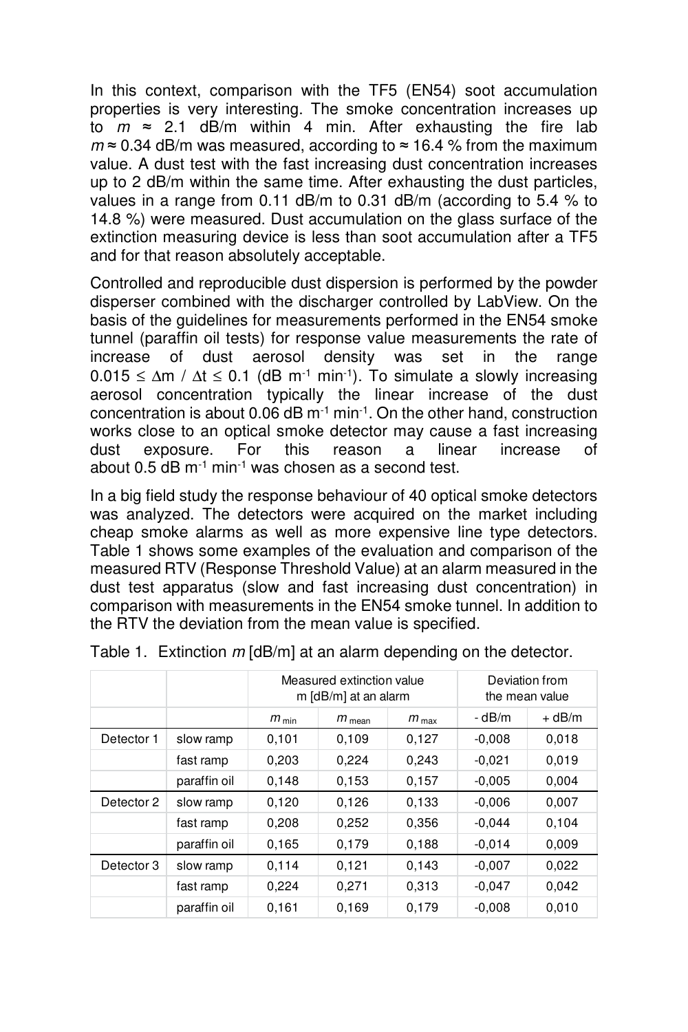In this context, comparison with the TF5 (EN54) soot accumulation properties is very interesting. The smoke concentration increases up to $m \approx 2.1$ dB/m within 4 min. After exhausting the fire lab $m \approx 0.34$ dB/m was measured, according to ≈ 16.4 % from the maximum value. A dust test with the fast increasing dust concentration increases up to 2 dB/m within the same time. After exhausting the dust particles, values in a range from 0.11 dB/m to 0.31 dB/m (according to 5.4 % to 14.8 %) were measured. Dust accumulation on the glass surface of the extinction measuring device is less than soot accumulation after a TF5 and for that reason absolutely acceptable.

Controlled and reproducible dust dispersion is performed by the powder disperser combined with the discharger controlled by LabView. On the basis of the guidelines for measurements performed in the EN54 smoke tunnel (paraffin oil tests) for response value measurements the rate of increase of dust aerosol density was set in the range $0.015 \leq \Delta m / \Delta t \leq 0.1$ (dB $m^{-1}$ $min^{-1}$). To simulate a slowly increasing aerosol concentration typically the linear increase of the dust concentration is about 0.06 dB $m^{-1}$ $min^{-1}$. On the other hand, construction works close to an optical smoke detector may cause a fast increasing dust exposure. For this reason a linear increase of about 0.5 dB $m^{-1}$ $min^{-1}$ was chosen as a second test.

In a big field study the response behaviour of 40 optical smoke detectors was analyzed. The detectors were acquired on the market including cheap smoke alarms as well as more expensive line type detectors. Table 1 shows some examples of the evaluation and comparison of the measured RTV (Response Threshold Value) at an alarm measured in the dust test apparatus (slow and fast increasing dust concentration) in comparison with measurements in the EN54 smoke tunnel. In addition to the RTV the deviation from the mean value is specified.

Table 1. Extinction $m$ [dB/m] at an alarm depending on the detector.

| | | Measured extinction value m [dB/m] at an alarm | | | Deviation from the mean value | |
|---|---|---|---|---|---|---|
| | | $m_{min}$ | $m_{mean}$ | $m_{max}$ | - dB/m | + dB/m |
| Detector 1 | slow ramp | 0,101 | 0,109 | 0,127 | -0,008 | 0,018 |
| | fast ramp | 0,203 | 0,224 | 0,243 | -0,021 | 0,019 |
| | paraffin oil | 0,148 | 0,153 | 0,157 | -0,005 | 0,004 |
| Detector 2 | slow ramp | 0,120 | 0,126 | 0,133 | -0,006 | 0,007 |
| | fast ramp | 0,208 | 0,252 | 0,356 | -0,044 | 0,104 |
| | paraffin oil | 0,165 | 0,179 | 0,188 | -0,014 | 0,009 |
| Detector 3 | slow ramp | 0,114 | 0,121 | 0,143 | -0,007 | 0,022 |
| | fast ramp | 0,224 | 0,271 | 0,313 | -0,047 | 0,042 |
| | paraffin oil | 0,161 | 0,169 | 0,179 | -0,008 | 0,010 |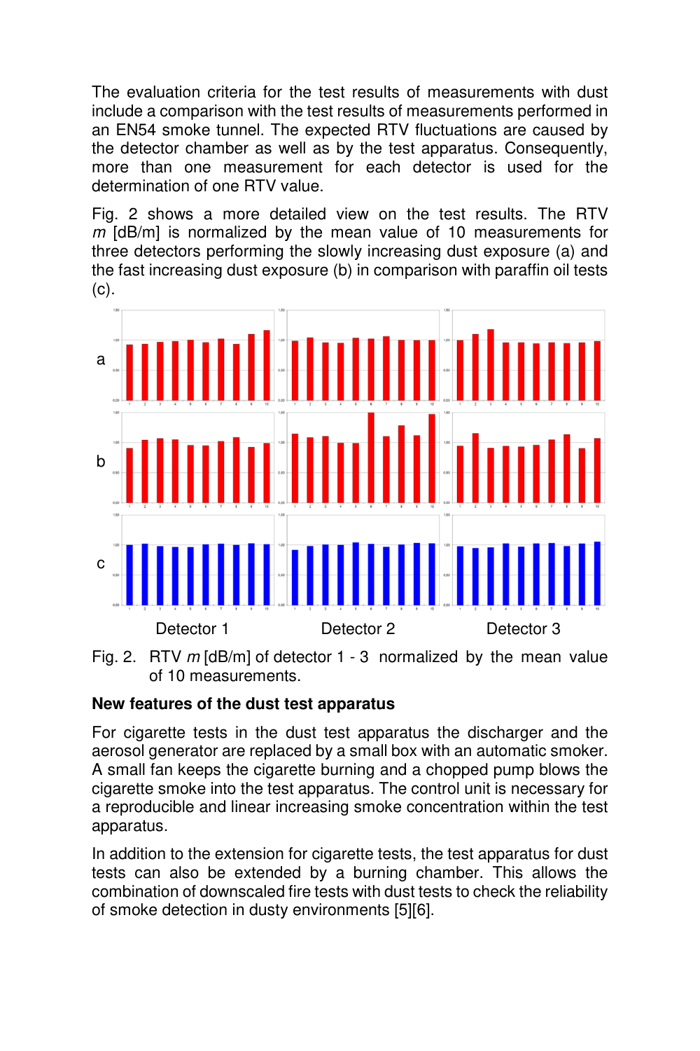The evaluation criteria for the test results of measurements with dust include a comparison with the test results of measurements performed in an EN54 smoke tunnel. The expected RTV fluctuations are caused by the detector chamber as well as by the test apparatus. Consequently, more than one measurement for each detector is used for the determination of one RTV value.

Fig. 2 shows a more detailed view on the test results. The RTV *m* [dB/m] is normalized by the mean value of 10 measurements for three detectors performing the slowly increasing dust exposure (a) and the fast increasing dust exposure (b) in comparison with paraffin oil tests (c).

Fig. 2. RTV *m* [dB/m] of detector 1 - 3 normalized by the mean value of 10 measurements.

## New features of the dust test apparatus

For cigarette tests in the dust test apparatus the discharger and the aerosol generator are replaced by a small box with an automatic smoker. A small fan keeps the cigarette burning and a chopped pump blows the cigarette smoke into the test apparatus. The control unit is necessary for a reproducible and linear increasing smoke concentration within the test apparatus.

In addition to the extension for cigarette tests, the test apparatus for dust tests can also be extended by a burning chamber. This allows the combination of downscaled fire tests with dust tests to check the reliability of smoke detection in dusty environments [5][6].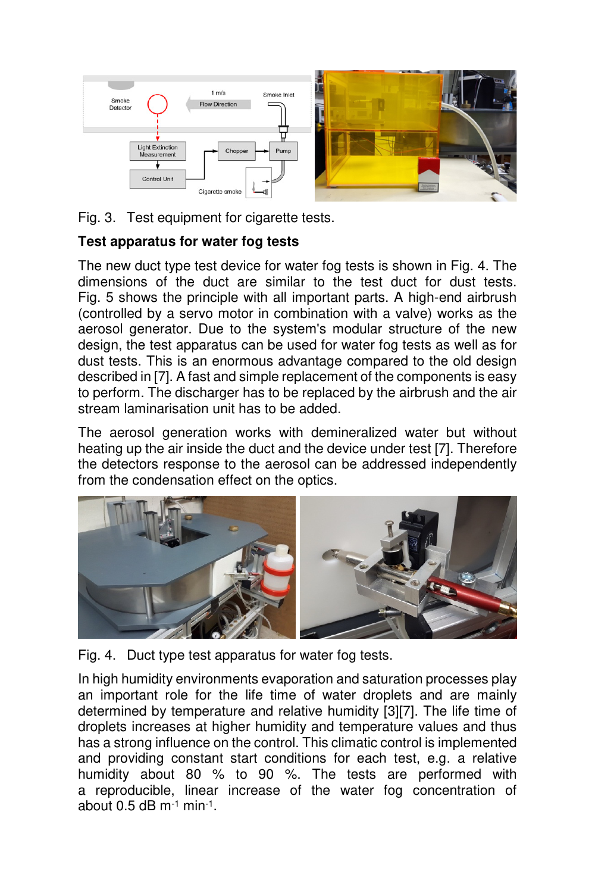Fig. 3. Test equipment for cigarette tests.

**Test apparatus for water fog tests**

The new duct type test device for water fog tests is shown in Fig. 4. The dimensions of the duct are similar to the test duct for dust tests. Fig. 5 shows the principle with all important parts. A high-end airbrush (controlled by a servo motor in combination with a valve) works as the aerosol generator. Due to the system's modular structure of the new design, the test apparatus can be used for water fog tests as well as for dust tests. This is an enormous advantage compared to the old design described in [7]. A fast and simple replacement of the components is easy to perform. The discharger has to be replaced by the airbrush and the air stream laminarisation unit has to be added.

The aerosol generation works with demineralized water but without heating up the air inside the duct and the device under test [7]. Therefore the detectors response to the aerosol can be addressed independently from the condensation effect on the optics.

Fig. 4. Duct type test apparatus for water fog tests.

In high humidity environments evaporation and saturation processes play an important role for the life time of water droplets and are mainly determined by temperature and relative humidity [3][7]. The life time of droplets increases at higher humidity and temperature values and thus has a strong influence on the control. This climatic control is implemented and providing constant start conditions for each test, e.g. a relative humidity about 80 % to 90 %. The tests are performed with a reproducible, linear increase of the water fog concentration of about 0.5 dB $m^{-1}$ $min^{-1}$.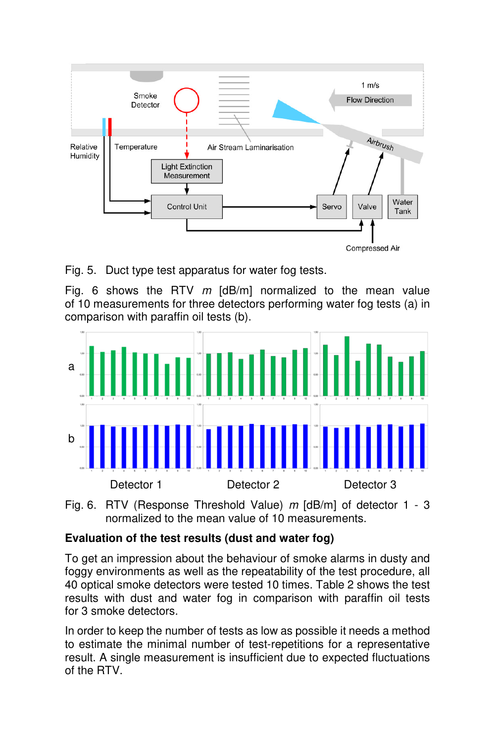Fig. 5. Duct type test apparatus for water fog tests.

Fig. 6 shows the RTV *m* [dB/m] normalized to the mean value of 10 measurements for three detectors performing water fog tests (a) in comparison with paraffin oil tests (b).

Fig. 6. RTV (Response Threshold Value) *m* [dB/m] of detector 1 - 3 normalized to the mean value of 10 measurements.

**Evaluation of the test results (dust and water fog)**

To get an impression about the behaviour of smoke alarms in dusty and foggy environments as well as the repeatability of the test procedure, all 40 optical smoke detectors were tested 10 times. Table 2 shows the test results with dust and water fog in comparison with paraffin oil tests for 3 smoke detectors.

In order to keep the number of tests as low as possible it needs a method to estimate the minimal number of test-repetitions for a representative result. A single measurement is insufficient due to expected fluctuations of the RTV.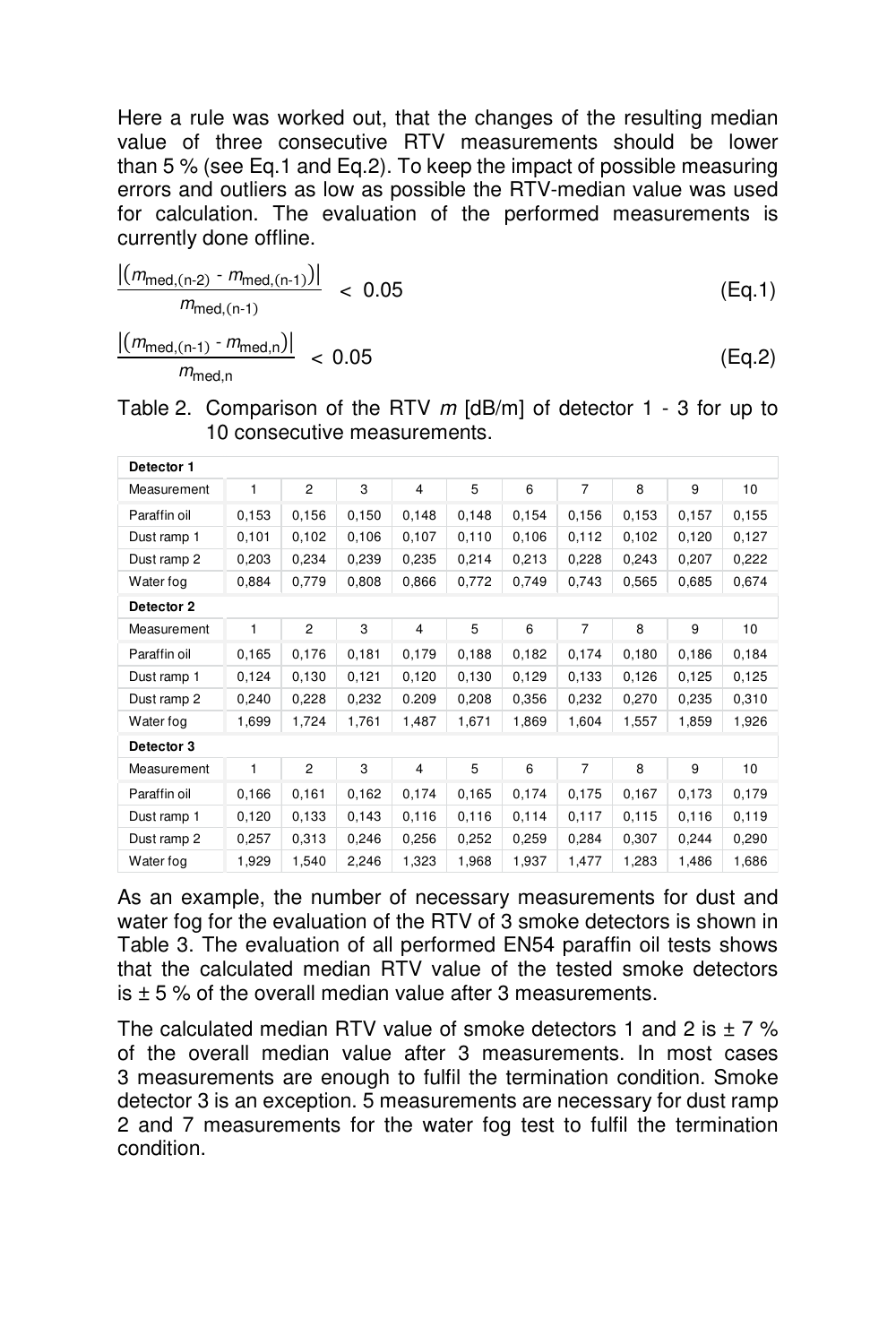Here a rule was worked out, that the changes of the resulting median value of three consecutive RTV measurements should be lower than 5 % (see Eq.1 and Eq.2). To keep the impact of possible measuring errors and outliers as low as possible the RTV-median value was used for calculation. The evaluation of the performed measurements is currently done offline.

$$\frac{\left|(m_{\text{med},(n-2)} - m_{\text{med},(n-1)})\right|}{m_{\text{med},(n-1)}} < 0.05 \tag{Eq.1}$$

$$\frac{\left|(m_{\text{med},(n-1)} - m_{\text{med},n})\right|}{m_{\text{med},n}} < 0.05 \tag{Eq.2}$$

Table 2. Comparison of the RTV $m$ [dB/m] of detector 1 - 3 for up to 10 consecutive measurements.

| **Detector 1** | | | | | | | | | | |
|---|---|---|---|---|---|---|---|---|---|---|
| Measurement | 1 | 2 | 3 | 4 | 5 | 6 | 7 | 8 | 9 | 10 |
| Paraffin oil | 0,153 | 0,156 | 0,150 | 0,148 | 0,148 | 0,154 | 0,156 | 0,153 | 0,157 | 0,155 |
| Dust ramp 1 | 0,101 | 0,102 | 0,106 | 0,107 | 0,110 | 0,106 | 0,112 | 0,102 | 0,120 | 0,127 |
| Dust ramp 2 | 0,203 | 0,234 | 0,239 | 0,235 | 0,214 | 0,213 | 0,228 | 0,243 | 0,207 | 0,222 |
| Water fog | 0,884 | 0,779 | 0,808 | 0,866 | 0,772 | 0,749 | 0,743 | 0,565 | 0,685 | 0,674 |
| **Detector 2** | | | | | | | | | | |
| Measurement | 1 | 2 | 3 | 4 | 5 | 6 | 7 | 8 | 9 | 10 |
| Paraffin oil | 0,165 | 0,176 | 0,181 | 0,179 | 0,188 | 0,182 | 0,174 | 0,180 | 0,186 | 0,184 |
| Dust ramp 1 | 0,124 | 0,130 | 0,121 | 0,120 | 0,130 | 0,129 | 0,133 | 0,126 | 0,125 | 0,125 |
| Dust ramp 2 | 0,240 | 0,228 | 0,232 | 0.209 | 0,208 | 0,356 | 0,232 | 0,270 | 0,235 | 0,310 |
| Water fog | 1,699 | 1,724 | 1,761 | 1,487 | 1,671 | 1,869 | 1,604 | 1,557 | 1,859 | 1,926 |
| **Detector 3** | | | | | | | | | | |
| Measurement | 1 | 2 | 3 | 4 | 5 | 6 | 7 | 8 | 9 | 10 |
| Paraffin oil | 0,166 | 0,161 | 0,162 | 0,174 | 0,165 | 0,174 | 0,175 | 0,167 | 0,173 | 0,179 |
| Dust ramp 1 | 0,120 | 0,133 | 0,143 | 0,116 | 0,116 | 0,114 | 0,117 | 0,115 | 0,116 | 0,119 |
| Dust ramp 2 | 0,257 | 0,313 | 0,246 | 0,256 | 0,252 | 0,259 | 0,284 | 0,307 | 0,244 | 0,290 |
| Water fog | 1,929 | 1,540 | 2,246 | 1,323 | 1,968 | 1,937 | 1,477 | 1,283 | 1,486 | 1,686 |

As an example, the number of necessary measurements for dust and water fog for the evaluation of the RTV of 3 smoke detectors is shown in Table 3. The evaluation of all performed EN54 paraffin oil tests shows that the calculated median RTV value of the tested smoke detectors is ± 5 % of the overall median value after 3 measurements.

The calculated median RTV value of smoke detectors 1 and 2 is ± 7 % of the overall median value after 3 measurements. In most cases 3 measurements are enough to fulfil the termination condition. Smoke detector 3 is an exception. 5 measurements are necessary for dust ramp 2 and 7 measurements for the water fog test to fulfil the termination condition.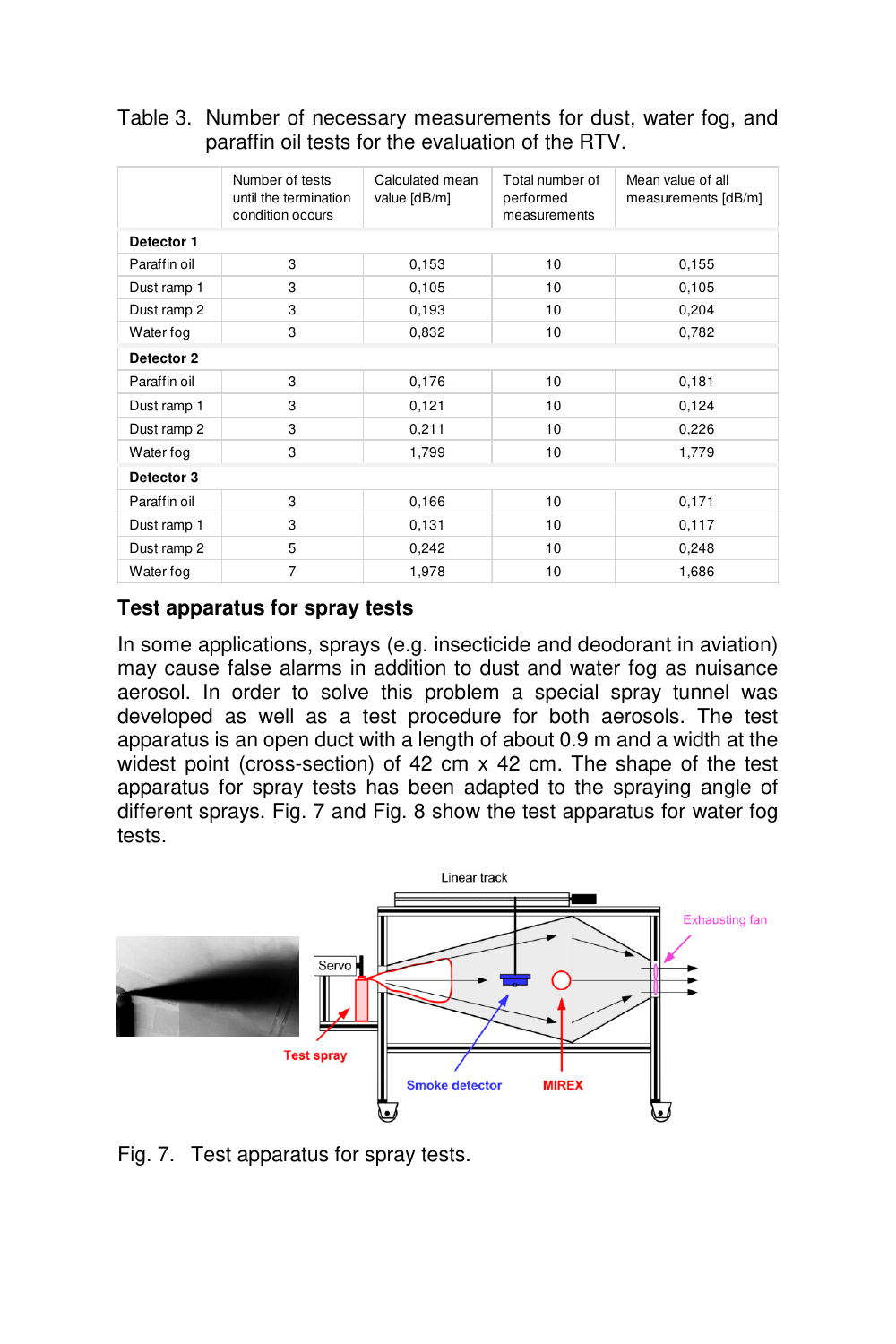Table 3. Number of necessary measurements for dust, water fog, and paraffin oil tests for the evaluation of the RTV.

| | Number of tests until the termination condition occurs | Calculated mean value [dB/m] | Total number of performed measurements | Mean value of all measurements [dB/m] |
|---|---|---|---|---|
| **Detector 1** | | | | |
| Paraffin oil | 3 | 0,153 | 10 | 0,155 |
| Dust ramp 1 | 3 | 0,105 | 10 | 0,105 |
| Dust ramp 2 | 3 | 0,193 | 10 | 0,204 |
| Water fog | 3 | 0,832 | 10 | 0,782 |
| **Detector 2** | | | | |
| Paraffin oil | 3 | 0,176 | 10 | 0,181 |
| Dust ramp 1 | 3 | 0,121 | 10 | 0,124 |
| Dust ramp 2 | 3 | 0,211 | 10 | 0,226 |
| Water fog | 3 | 1,799 | 10 | 1,779 |
| **Detector 3** | | | | |
| Paraffin oil | 3 | 0,166 | 10 | 0,171 |
| Dust ramp 1 | 3 | 0,131 | 10 | 0,117 |
| Dust ramp 2 | 5 | 0,242 | 10 | 0,248 |
| Water fog | 7 | 1,978 | 10 | 1,686 |

## Test apparatus for spray tests

In some applications, sprays (e.g. insecticide and deodorant in aviation) may cause false alarms in addition to dust and water fog as nuisance aerosol. In order to solve this problem a special spray tunnel was developed as well as a test procedure for both aerosols. The test apparatus is an open duct with a length of about 0.9 m and a width at the widest point (cross-section) of 42 cm x 42 cm. The shape of the test apparatus for spray tests has been adapted to the spraying angle of different sprays. Fig. 7 and Fig. 8 show the test apparatus for water fog tests.

Fig. 7. Test apparatus for spray tests.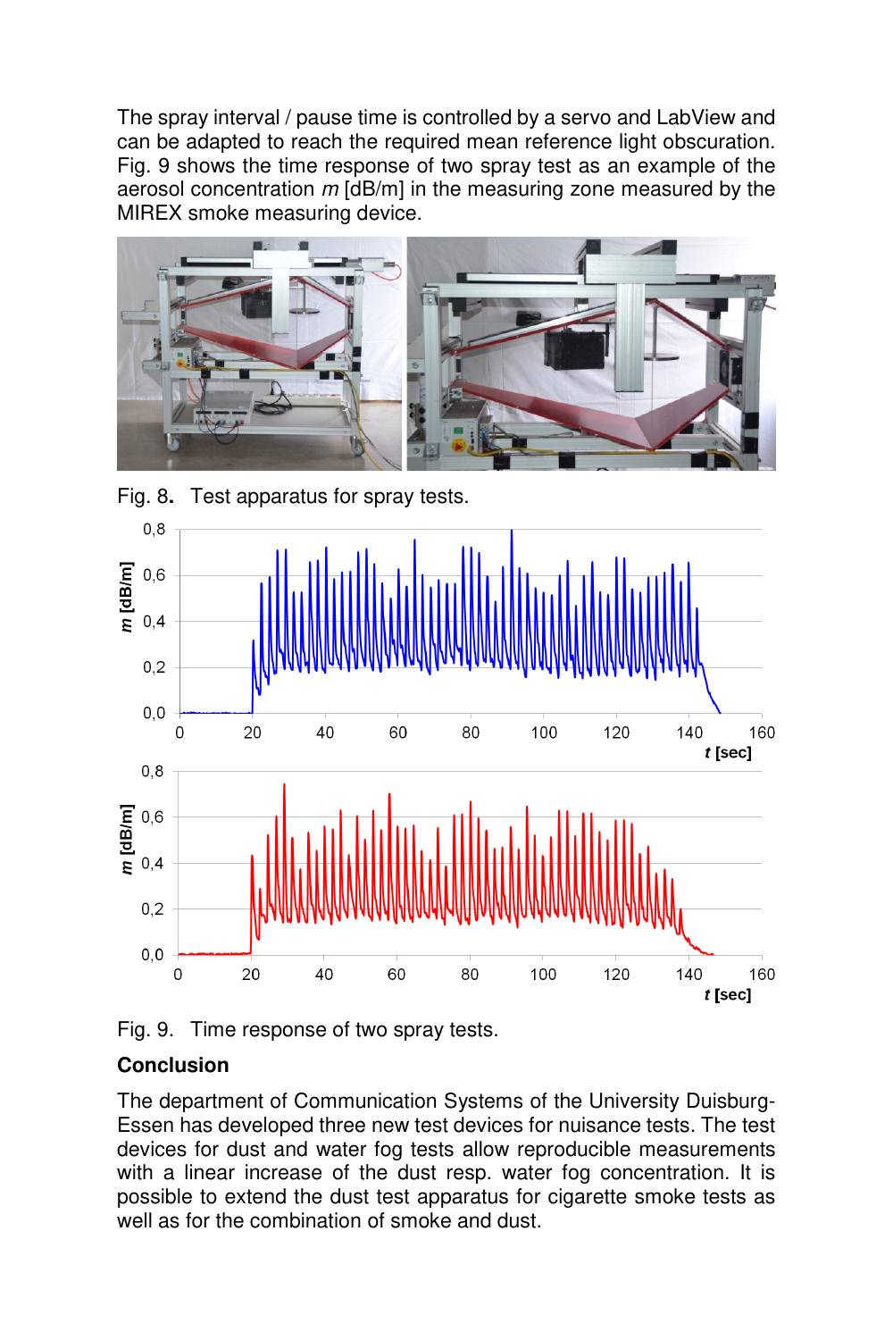The spray interval / pause time is controlled by a servo and LabView and can be adapted to reach the required mean reference light obscuration. Fig. 9 shows the time response of two spray test as an example of the aerosol concentration *m* [dB/m] in the measuring zone measured by the MIREX smoke measuring device.

Fig. 8. Test apparatus for spray tests.

Fig. 9. Time response of two spray tests.

## Conclusion

The department of Communication Systems of the University Duisburg-Essen has developed three new test devices for nuisance tests. The test devices for dust and water fog tests allow reproducible measurements with a linear increase of the dust resp. water fog concentration. It is possible to extend the dust test apparatus for cigarette smoke tests as well as for the combination of smoke and dust.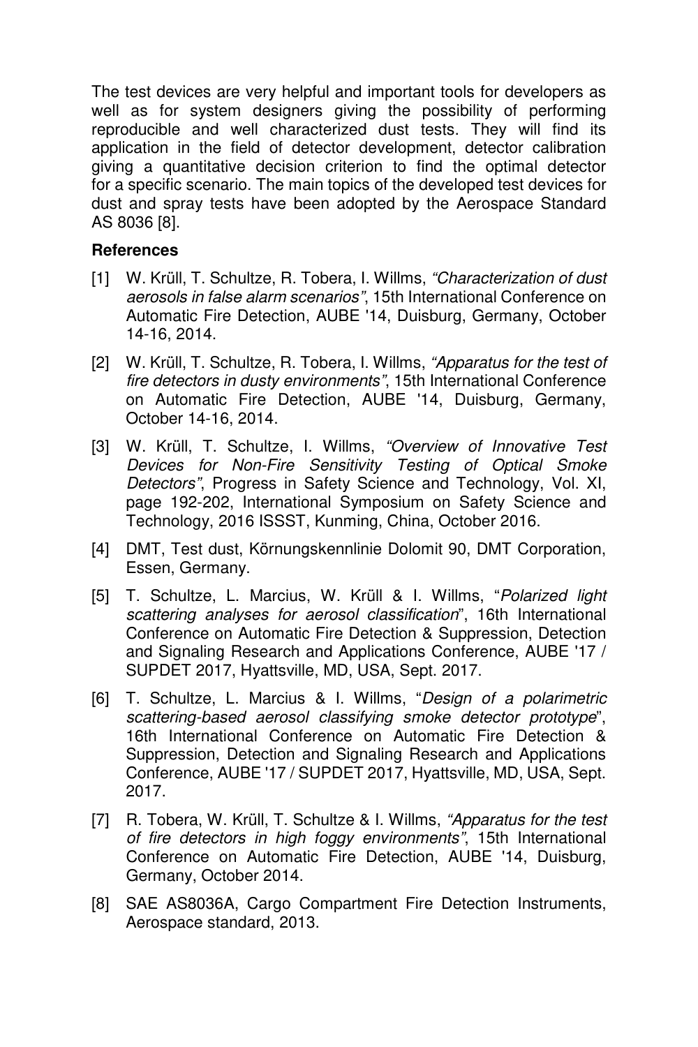The test devices are very helpful and important tools for developers as well as for system designers giving the possibility of performing reproducible and well characterized dust tests. They will find its application in the field of detector development, detector calibration giving a quantitative decision criterion to find the optimal detector for a specific scenario. The main topics of the developed test devices for dust and spray tests have been adopted by the Aerospace Standard AS 8036 [8].

**References**

[1] W. Krüll, T. Schultze, R. Tobera, I. Willms, *"Characterization of dust aerosols in false alarm scenarios"*, 15th International Conference on Automatic Fire Detection, AUBE '14, Duisburg, Germany, October 14-16, 2014.

[2] W. Krüll, T. Schultze, R. Tobera, I. Willms, *"Apparatus for the test of fire detectors in dusty environments"*, 15th International Conference on Automatic Fire Detection, AUBE '14, Duisburg, Germany, October 14-16, 2014.

[3] W. Krüll, T. Schultze, I. Willms, *"Overview of Innovative Test Devices for Non-Fire Sensitivity Testing of Optical Smoke Detectors"*, Progress in Safety Science and Technology, Vol. XI, page 192-202, International Symposium on Safety Science and Technology, 2016 ISSST, Kunming, China, October 2016.

[4] DMT, Test dust, Körnungskennlinie Dolomit 90, DMT Corporation, Essen, Germany.

[5] T. Schultze, L. Marcius, W. Krüll & I. Willms, "*Polarized light scattering analyses for aerosol classification*", 16th International Conference on Automatic Fire Detection & Suppression, Detection and Signaling Research and Applications Conference, AUBE '17 / SUPDET 2017, Hyattsville, MD, USA, Sept. 2017.

[6] T. Schultze, L. Marcius & I. Willms, "*Design of a polarimetric scattering-based aerosol classifying smoke detector prototype*", 16th International Conference on Automatic Fire Detection & Suppression, Detection and Signaling Research and Applications Conference, AUBE '17 / SUPDET 2017, Hyattsville, MD, USA, Sept. 2017.

[7] R. Tobera, W. Krüll, T. Schultze & I. Willms, *"Apparatus for the test of fire detectors in high foggy environments"*, 15th International Conference on Automatic Fire Detection, AUBE '14, Duisburg, Germany, October 2014.

[8] SAE AS8036A, Cargo Compartment Fire Detection Instruments, Aerospace standard, 2013.